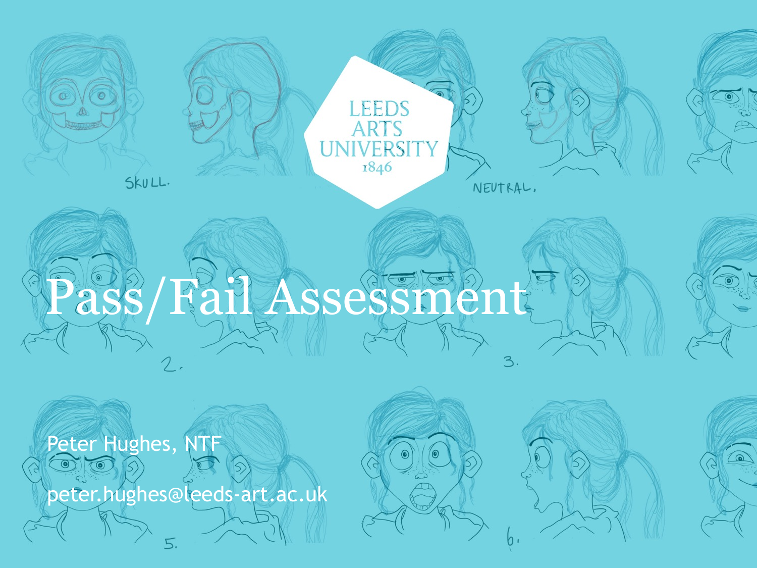LEEDS ARTS UNIVERSITY 1846

# Pass/Fail Assessment

Peter Hughes, NTF

peter.hughes@leeds-art.ac.uk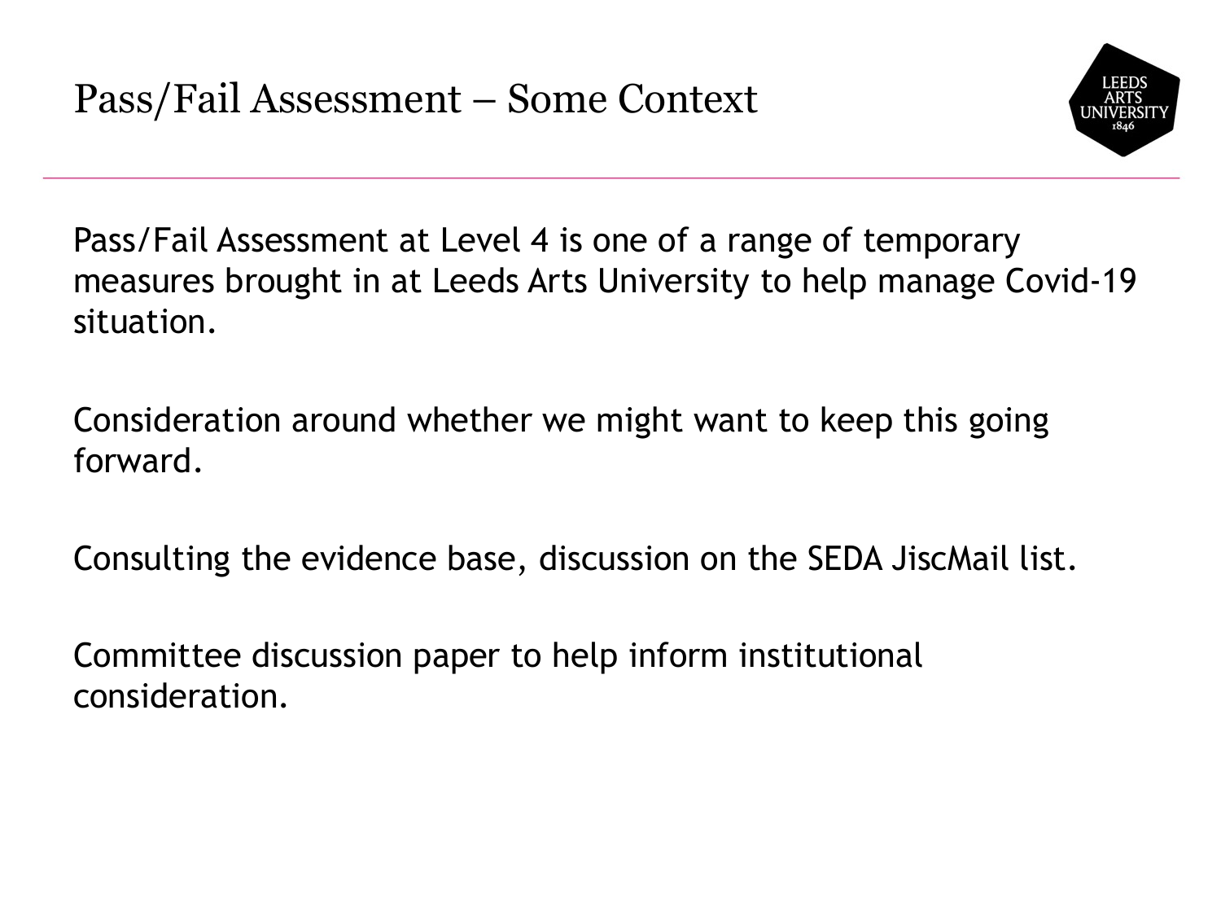# Pass/Fail Assessment – Some Context

Pass/Fail Assessment at Level 4 is one of a range of temporary measures brought in at Leeds Arts University to help manage Covid-19 situation.

Consideration around whether we might want to keep this going forward.

Consulting the evidence base, discussion on the SEDA JiscMail list.

Committee discussion paper to help inform institutional consideration.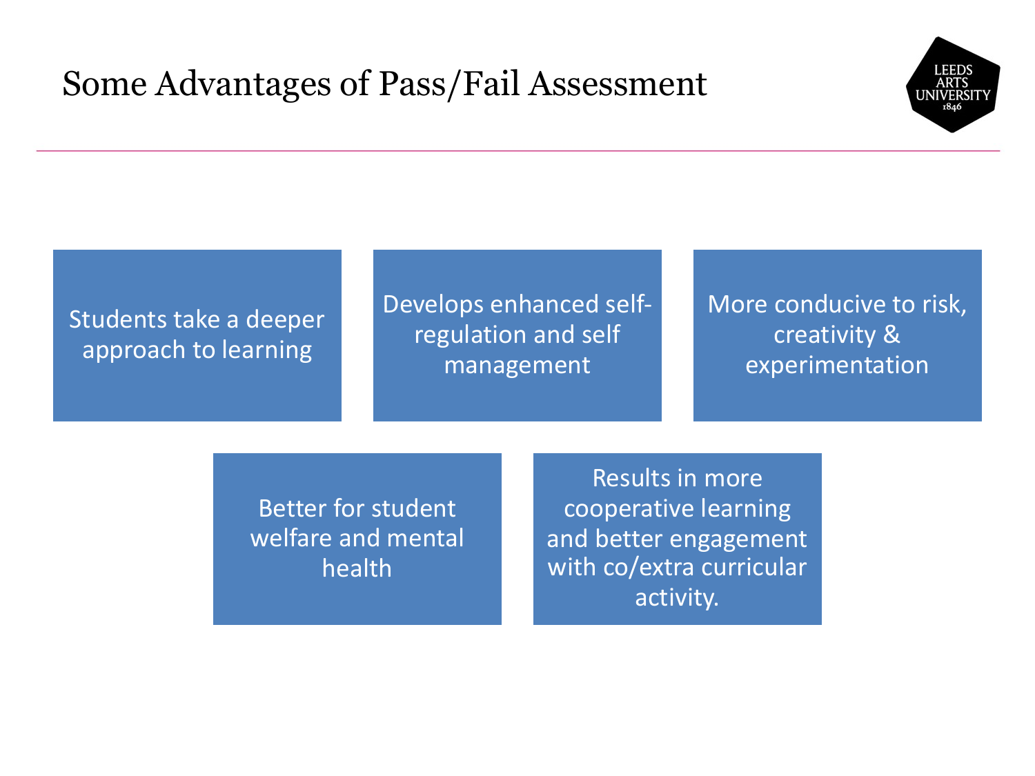# Some Advantages of Pass/Fail Assessment

- Students take a deeper approach to learning
- Develops enhanced self-regulation and self management
- More conducive to risk, creativity & experimentation
- Better for student welfare and mental health
- Results in more cooperative learning and better engagement with co/extra curricular activity.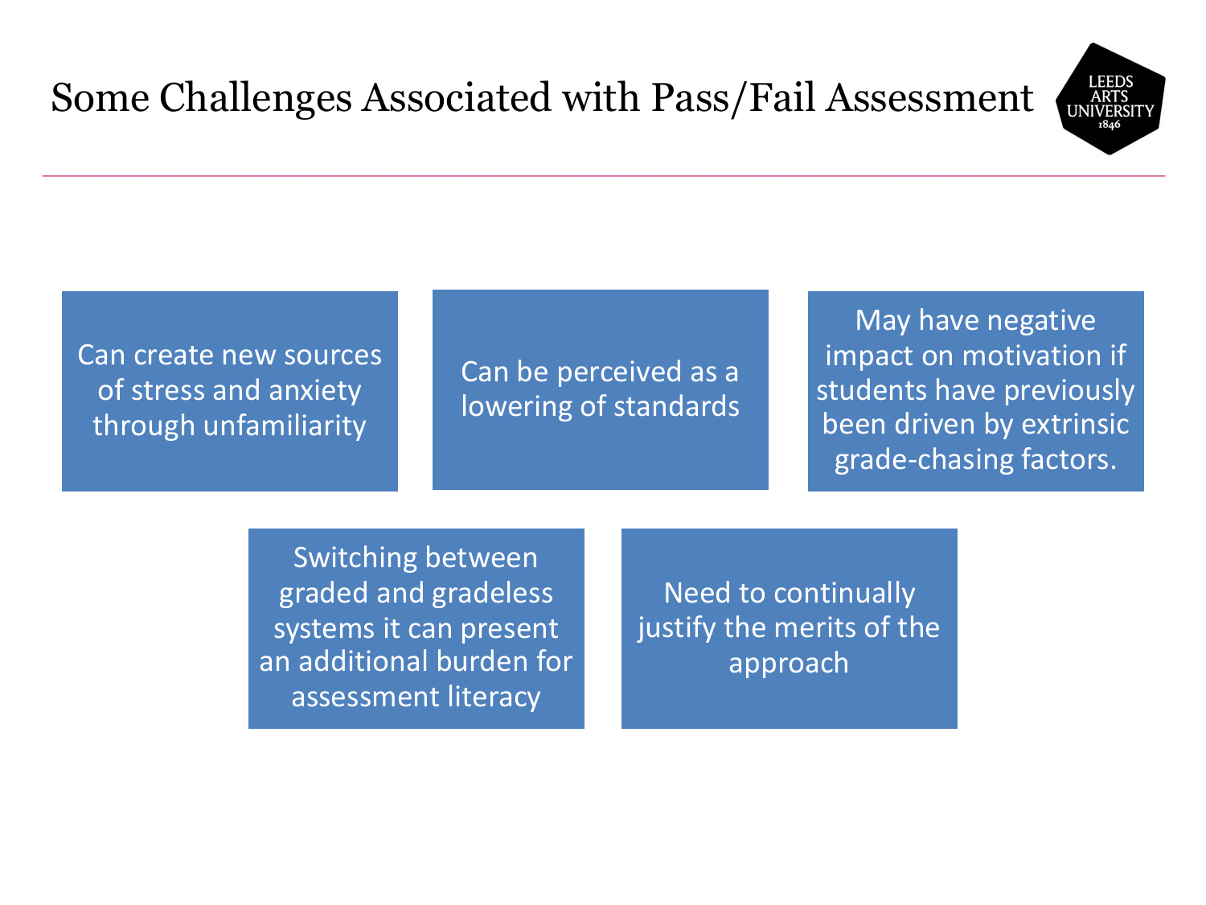# Some Challenges Associated with Pass/Fail Assessment

- Can create new sources of stress and anxiety through unfamiliarity
- Can be perceived as a lowering of standards
- May have negative impact on motivation if students have previously been driven by extrinsic grade-chasing factors.
- Switching between graded and gradeless systems it can present an additional burden for assessment literacy
- Need to continually justify the merits of the approach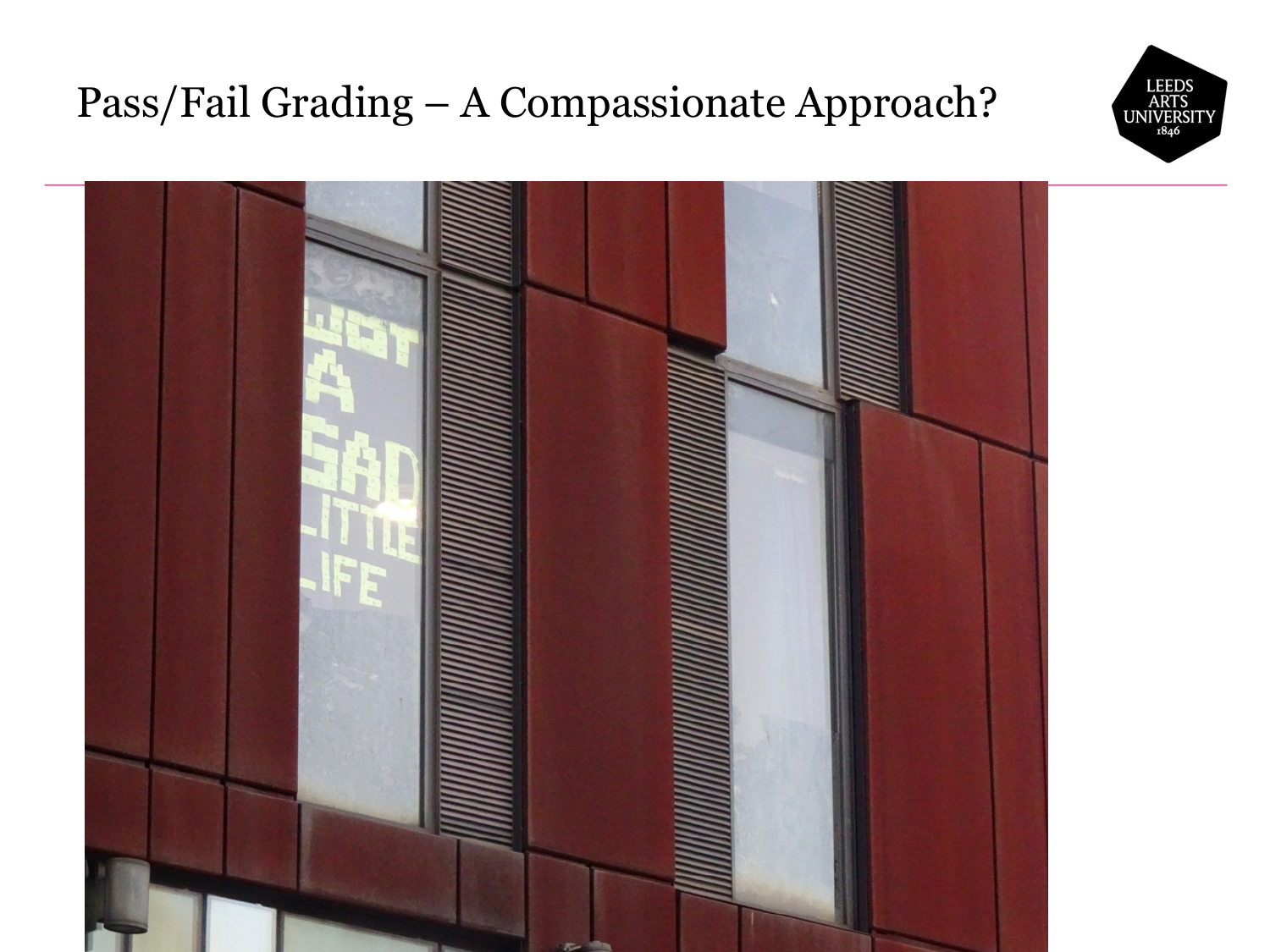# Pass/Fail Grading – A Compassionate Approach?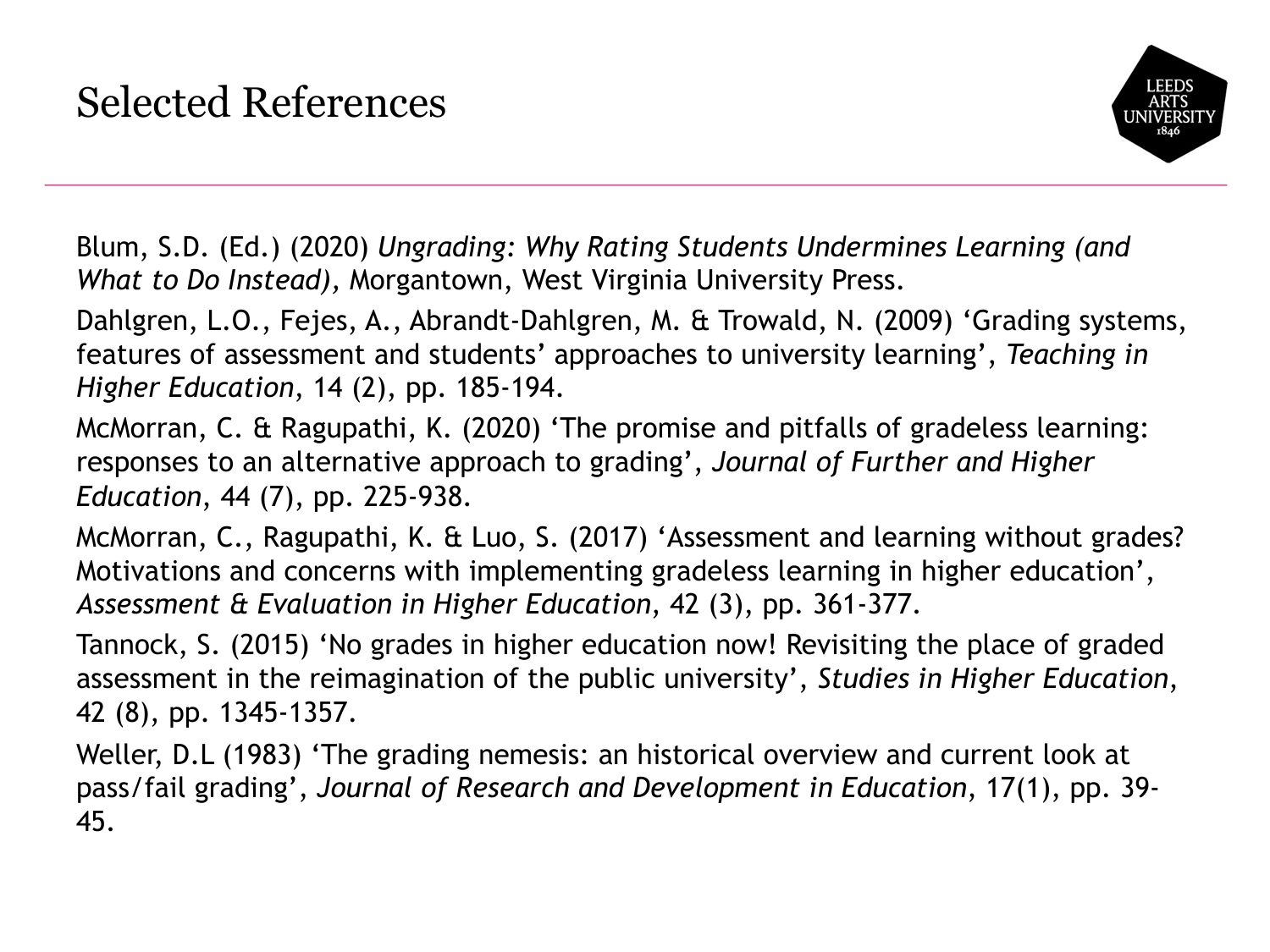# Selected References

Blum, S.D. (Ed.) (2020) *Ungrading: Why Rating Students Undermines Learning (and What to Do Instead),* Morgantown, West Virginia University Press.

Dahlgren, L.O., Fejes, A., Abrandt-Dahlgren, M. & Trowald, N. (2009) 'Grading systems, features of assessment and students' approaches to university learning', *Teaching in Higher Education*, 14 (2), pp. 185-194.

McMorran, C. & Ragupathi, K. (2020) 'The promise and pitfalls of gradeless learning: responses to an alternative approach to grading', *Journal of Further and Higher Education*, 44 (7), pp. 225-938.

McMorran, C., Ragupathi, K. & Luo, S. (2017) 'Assessment and learning without grades? Motivations and concerns with implementing gradeless learning in higher education', *Assessment & Evaluation in Higher Education*, 42 (3), pp. 361-377.

Tannock, S. (2015) 'No grades in higher education now! Revisiting the place of graded assessment in the reimagination of the public university', *Studies in Higher Education*, 42 (8), pp. 1345-1357.

Weller, D.L (1983) 'The grading nemesis: an historical overview and current look at pass/fail grading', *Journal of Research and Development in Education*, 17(1), pp. 39-45.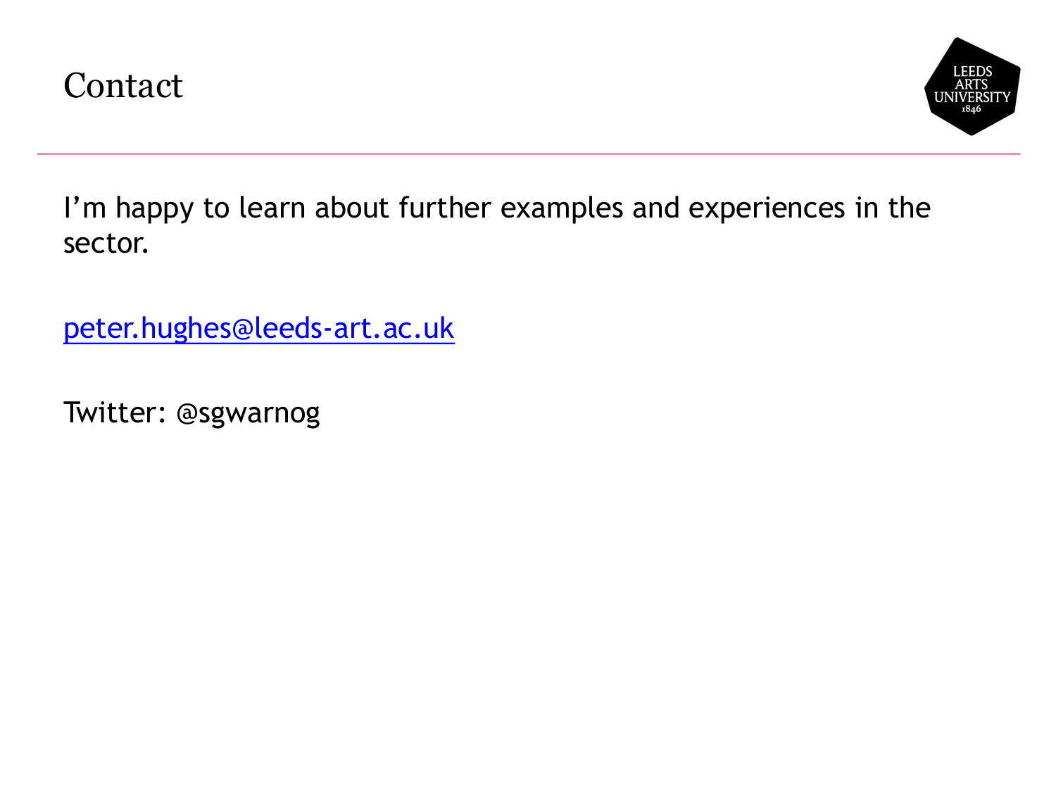# Contact

I'm happy to learn about further examples and experiences in the sector.

peter.hughes@leeds-art.ac.uk

Twitter: @sgwarnog